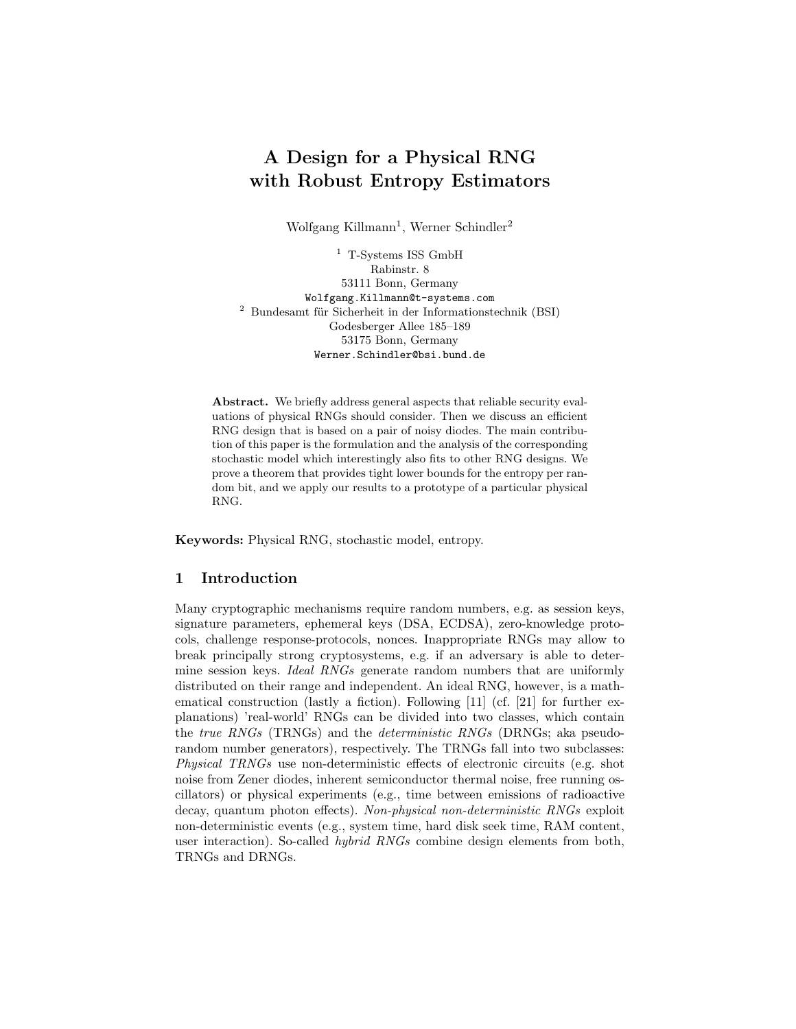# A Design for a Physical RNG with Robust Entropy Estimators

Wolfgang Killmann[1], Werner Schindler[2]

[1] T-Systems ISS GmbH
Rabinstr. 8
53111 Bonn, Germany
Wolfgang.Killmann@t-systems.com

[2] Bundesamt für Sicherheit in der Informationstechnik (BSI)
Godesberger Allee 185–189
53175 Bonn, Germany
Werner.Schindler@bsi.bund.de

**Abstract.** We briefly address general aspects that reliable security evaluations of physical RNGs should consider. Then we discuss an efficient RNG design that is based on a pair of noisy diodes. The main contribution of this paper is the formulation and the analysis of the corresponding stochastic model which interestingly also fits to other RNG designs. We prove a theorem that provides tight lower bounds for the entropy per random bit, and we apply our results to a prototype of a particular physical RNG.

**Keywords:** Physical RNG, stochastic model, entropy.

## 1 Introduction

Many cryptographic mechanisms require random numbers, e.g. as session keys, signature parameters, ephemeral keys (DSA, ECDSA), zero-knowledge protocols, challenge response-protocols, nonces. Inappropriate RNGs may allow to break principally strong cryptosystems, e.g. if an adversary is able to determine session keys. *Ideal RNGs* generate random numbers that are uniformly distributed on their range and independent. An ideal RNG, however, is a mathematical construction (lastly a fiction). Following [11] (cf. [21] for further explanations) 'real-world' RNGs can be divided into two classes, which contain the *true RNGs* (TRNGs) and the *deterministic RNGs* (DRNGs; aka pseudorandom number generators), respectively. The TRNGs fall into two subclasses: *Physical TRNGs* use non-deterministic effects of electronic circuits (e.g. shot noise from Zener diodes, inherent semiconductor thermal noise, free running oscillators) or physical experiments (e.g., time between emissions of radioactive decay, quantum photon effects). *Non-physical non-deterministic RNGs* exploit non-deterministic events (e.g., system time, hard disk seek time, RAM content, user interaction). So-called *hybrid RNGs* combine design elements from both, TRNGs and DRNGs.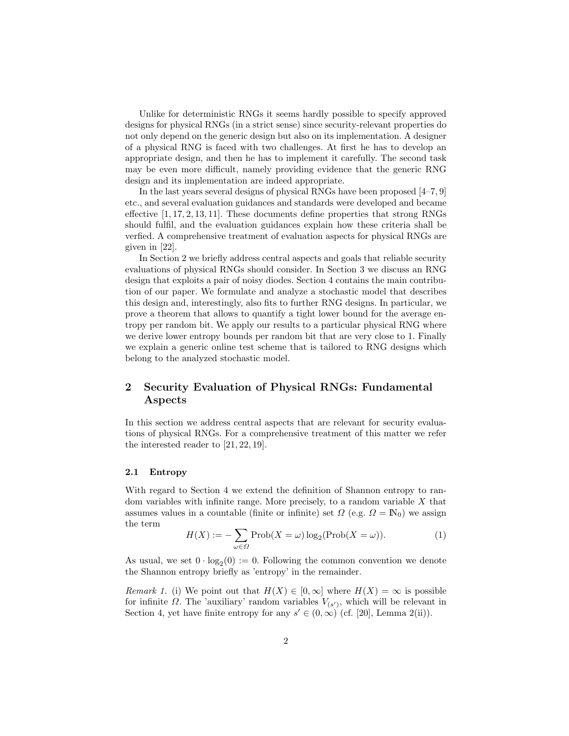Unlike for deterministic RNGs it seems hardly possible to specify approved designs for physical RNGs (in a strict sense) since security-relevant properties do not only depend on the generic design but also on its implementation. A designer of a physical RNG is faced with two challenges. At first he has to develop an appropriate design, and then he has to implement it carefully. The second task may be even more difficult, namely providing evidence that the generic RNG design and its implementation are indeed appropriate.

In the last years several designs of physical RNGs have been proposed [4–7, 9] etc., and several evaluation guidances and standards were developed and became effective [1, 17, 2, 13, 11]. These documents define properties that strong RNGs should fulfil, and the evaluation guidances explain how these criteria shall be verfied. A comprehensive treatment of evaluation aspects for physical RNGs are given in [22].

In Section 2 we briefly address central aspects and goals that reliable security evaluations of physical RNGs should consider. In Section 3 we discuss an RNG design that exploits a pair of noisy diodes. Section 4 contains the main contribution of our paper. We formulate and analyze a stochastic model that describes this design and, interestingly, also fits to further RNG designs. In particular, we prove a theorem that allows to quantify a tight lower bound for the average entropy per random bit. We apply our results to a particular physical RNG where we derive lower entropy bounds per random bit that are very close to 1. Finally we explain a generic online test scheme that is tailored to RNG designs which belong to the analyzed stochastic model.

## 2 Security Evaluation of Physical RNGs: Fundamental Aspects

In this section we address central aspects that are relevant for security evaluations of physical RNGs. For a comprehensive treatment of this matter we refer the interested reader to [21, 22, 19].

### 2.1 Entropy

With regard to Section 4 we extend the definition of Shannon entropy to random variables with infinite range. More precisely, to a random variable $X$ that assumes values in a countable (finite or infinite) set $\Omega$ (e.g. $\Omega = \mathbb{N}_0$) we assign the term

$$H(X) := -\sum_{\omega \in \Omega} \text{Prob}(X = \omega) \log_2(\text{Prob}(X = \omega)). \tag{1}$$

As usual, we set $0 \cdot \log_2(0) := 0$. Following the common convention we denote the Shannon entropy briefly as 'entropy' in the remainder.

*Remark 1.* (i) We point out that $H(X) \in [0, \infty]$ where $H(X) = \infty$ is possible for infinite $\Omega$. The 'auxiliary' random variables $V_{(s')}$, which will be relevant in Section 4, yet have finite entropy for any $s' \in (0, \infty)$ (cf. [20], Lemma 2(ii)).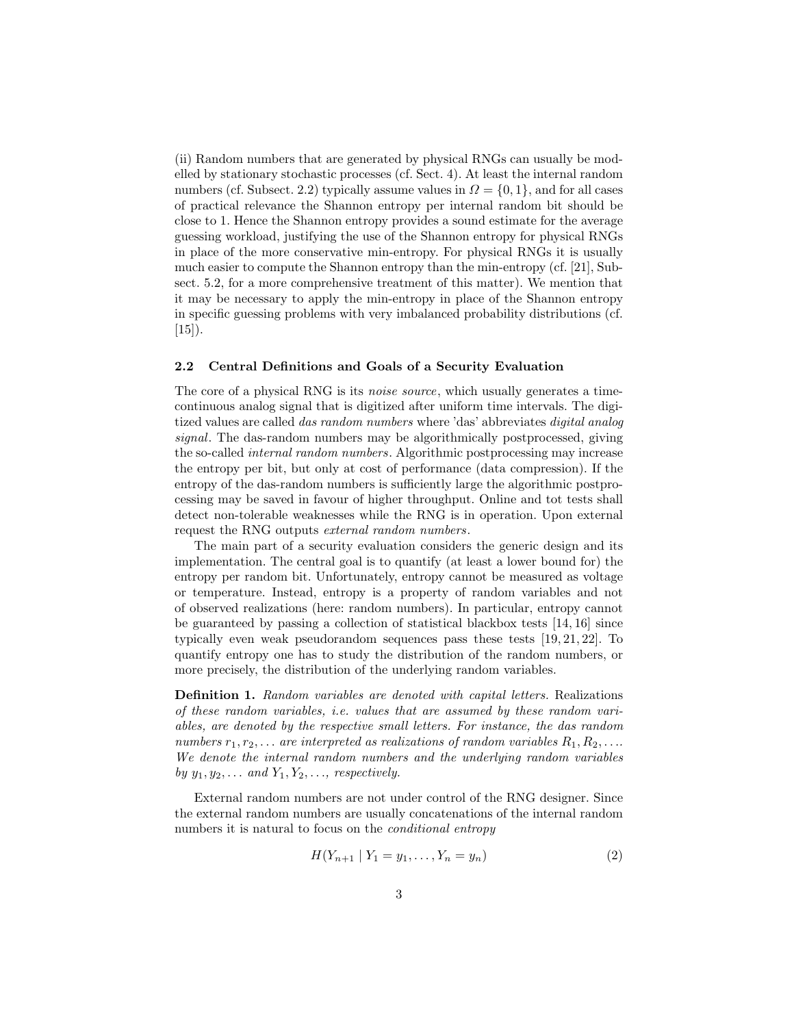(ii) Random numbers that are generated by physical RNGs can usually be modelled by stationary stochastic processes (cf. Sect. 4). At least the internal random numbers (cf. Subsect. 2.2) typically assume values in $\Omega = \{0, 1\}$, and for all cases of practical relevance the Shannon entropy per internal random bit should be close to 1. Hence the Shannon entropy provides a sound estimate for the average guessing workload, justifying the use of the Shannon entropy for physical RNGs in place of the more conservative min-entropy. For physical RNGs it is usually much easier to compute the Shannon entropy than the min-entropy (cf. [21], Subsect. 5.2, for a more comprehensive treatment of this matter). We mention that it may be necessary to apply the min-entropy in place of the Shannon entropy in specific guessing problems with very imbalanced probability distributions (cf. [15]).

### 2.2 Central Definitions and Goals of a Security Evaluation

The core of a physical RNG is its *noise source*, which usually generates a time-continuous analog signal that is digitized after uniform time intervals. The digitized values are called *das random numbers* where 'das' abbreviates *digital analog signal*. The das-random numbers may be algorithmically postprocessed, giving the so-called *internal random numbers*. Algorithmic postprocessing may increase the entropy per bit, but only at cost of performance (data compression). If the entropy of the das-random numbers is sufficiently large the algorithmic postprocessing may be saved in favour of higher throughput. Online and tot tests shall detect non-tolerable weaknesses while the RNG is in operation. Upon external request the RNG outputs *external random numbers*.

The main part of a security evaluation considers the generic design and its implementation. The central goal is to quantify (at least a lower bound for) the entropy per random bit. Unfortunately, entropy cannot be measured as voltage or temperature. Instead, entropy is a property of random variables and not of observed realizations (here: random numbers). In particular, entropy cannot be guaranteed by passing a collection of statistical blackbox tests [14, 16] since typically even weak pseudorandom sequences pass these tests [19, 21, 22]. To quantify entropy one has to study the distribution of the random numbers, or more precisely, the distribution of the underlying random variables.

**Definition 1.** *Random variables are denoted with capital letters.* *Realizations of these random variables, i.e. values that are assumed by these random variables, are denoted by the respective small letters. For instance, the das random numbers $r_1, r_2, \ldots$ are interpreted as realizations of random variables $R_1, R_2, \ldots$. We denote the internal random numbers and the underlying random variables by $y_1, y_2, \ldots$ and $Y_1, Y_2, \ldots$, respectively.*

External random numbers are not under control of the RNG designer. Since the external random numbers are usually concatenations of the internal random numbers it is natural to focus on the *conditional entropy*

$$H(Y_{n+1} \mid Y_1 = y_1, \ldots, Y_n = y_n) \tag{2}$$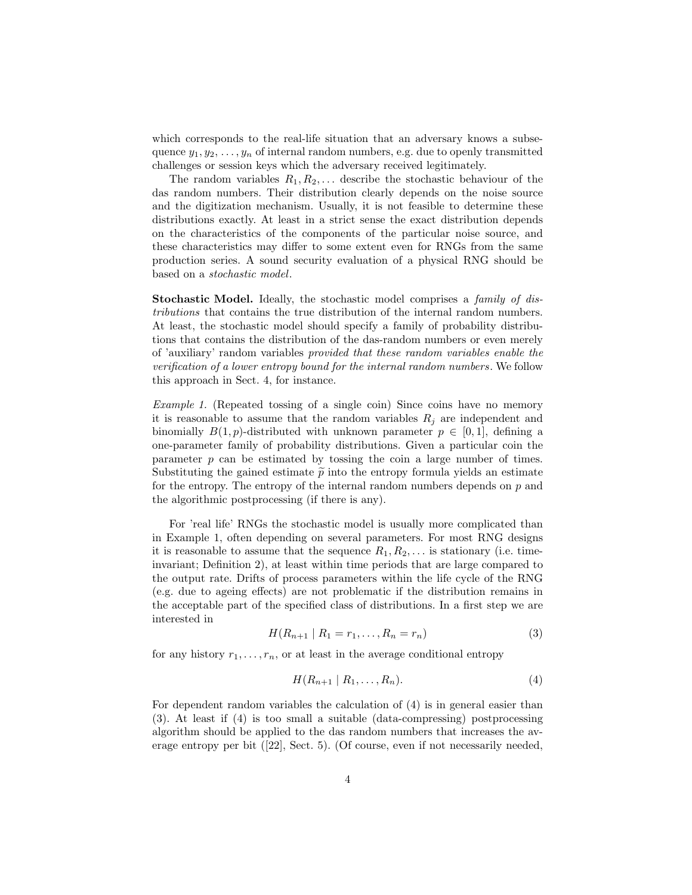which corresponds to the real-life situation that an adversary knows a subsequence $y_1, y_2, \ldots, y_n$ of internal random numbers, e.g. due to openly transmitted challenges or session keys which the adversary received legitimately.

The random variables $R_1, R_2, \ldots$ describe the stochastic behaviour of the das random numbers. Their distribution clearly depends on the noise source and the digitization mechanism. Usually, it is not feasible to determine these distributions exactly. At least in a strict sense the exact distribution depends on the characteristics of the components of the particular noise source, and these characteristics may differ to some extent even for RNGs from the same production series. A sound security evaluation of a physical RNG should be based on a *stochastic model*.

**Stochastic Model.** Ideally, the stochastic model comprises a *family of distributions* that contains the true distribution of the internal random numbers. At least, the stochastic model should specify a family of probability distributions that contains the distribution of the das-random numbers or even merely of 'auxiliary' random variables *provided that these random variables enable the verification of a lower entropy bound for the internal random numbers*. We follow this approach in Sect. 4, for instance.

*Example 1.* (Repeated tossing of a single coin) Since coins have no memory it is reasonable to assume that the random variables $R_j$ are independent and binomially $B(1,p)$-distributed with unknown parameter $p \in [0,1]$, defining a one-parameter family of probability distributions. Given a particular coin the parameter $p$ can be estimated by tossing the coin a large number of times. Substituting the gained estimate $\widetilde{p}$ into the entropy formula yields an estimate for the entropy. The entropy of the internal random numbers depends on $p$ and the algorithmic postprocessing (if there is any).

For 'real life' RNGs the stochastic model is usually more complicated than in Example 1, often depending on several parameters. For most RNG designs it is reasonable to assume that the sequence $R_1, R_2, \ldots$ is stationary (i.e. time-invariant; Definition 2), at least within time periods that are large compared to the output rate. Drifts of process parameters within the life cycle of the RNG (e.g. due to ageing effects) are not problematic if the distribution remains in the acceptable part of the specified class of distributions. In a first step we are interested in

$$H(R_{n+1} \mid R_1 = r_1, \ldots, R_n = r_n) \tag{3}$$

for any history $r_1, \ldots, r_n$, or at least in the average conditional entropy

$$H(R_{n+1} \mid R_1, \ldots, R_n). \tag{4}$$

For dependent random variables the calculation of (4) is in general easier than (3). At least if (4) is too small a suitable (data-compressing) postprocessing algorithm should be applied to the das random numbers that increases the average entropy per bit ([22], Sect. 5). (Of course, even if not necessarily needed,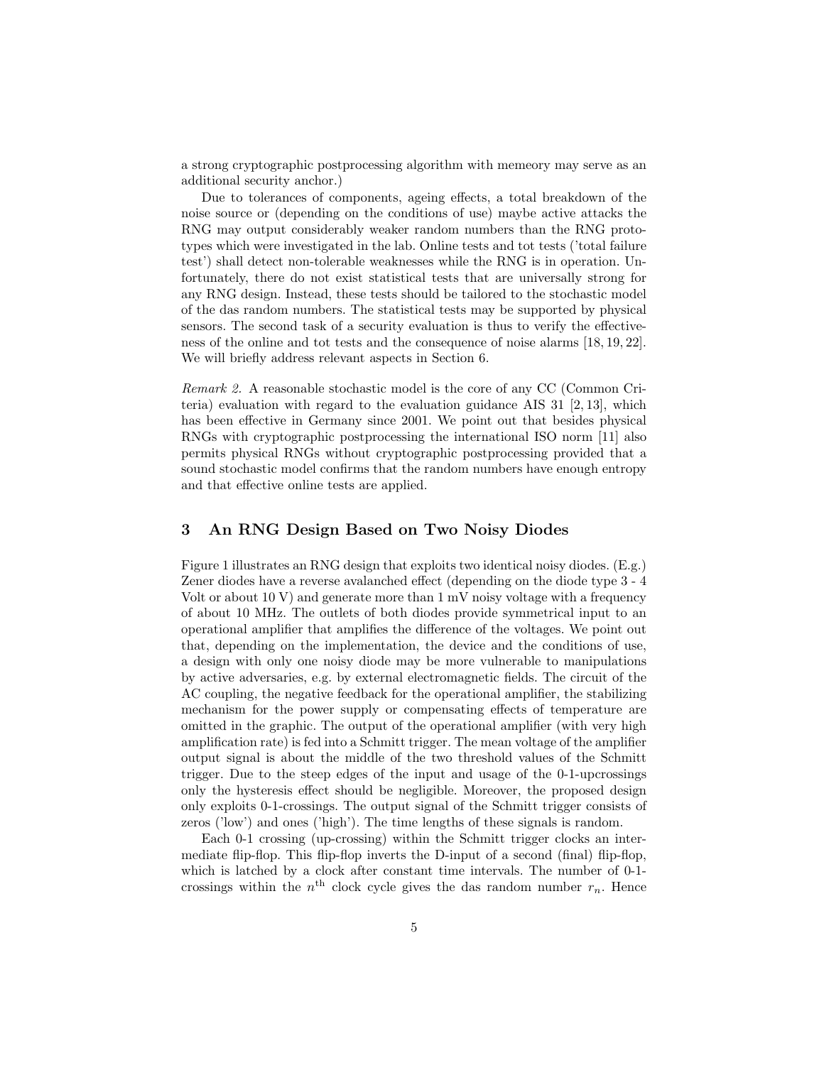a strong cryptographic postprocessing algorithm with memeory may serve as an additional security anchor.)

Due to tolerances of components, ageing effects, a total breakdown of the noise source or (depending on the conditions of use) maybe active attacks the RNG may output considerably weaker random numbers than the RNG prototypes which were investigated in the lab. Online tests and tot tests ('total failure test') shall detect non-tolerable weaknesses while the RNG is in operation. Unfortunately, there do not exist statistical tests that are universally strong for any RNG design. Instead, these tests should be tailored to the stochastic model of the das random numbers. The statistical tests may be supported by physical sensors. The second task of a security evaluation is thus to verify the effectiveness of the online and tot tests and the consequence of noise alarms [18, 19, 22]. We will briefly address relevant aspects in Section 6.

*Remark 2.* A reasonable stochastic model is the core of any CC (Common Criteria) evaluation with regard to the evaluation guidance AIS 31 [2, 13], which has been effective in Germany since 2001. We point out that besides physical RNGs with cryptographic postprocessing the international ISO norm [11] also permits physical RNGs without cryptographic postprocessing provided that a sound stochastic model confirms that the random numbers have enough entropy and that effective online tests are applied.

## 3 An RNG Design Based on Two Noisy Diodes

Figure 1 illustrates an RNG design that exploits two identical noisy diodes. (E.g.) Zener diodes have a reverse avalanched effect (depending on the diode type 3 - 4 Volt or about 10 V) and generate more than 1 mV noisy voltage with a frequency of about 10 MHz. The outlets of both diodes provide symmetrical input to an operational amplifier that amplifies the difference of the voltages. We point out that, depending on the implementation, the device and the conditions of use, a design with only one noisy diode may be more vulnerable to manipulations by active adversaries, e.g. by external electromagnetic fields. The circuit of the AC coupling, the negative feedback for the operational amplifier, the stabilizing mechanism for the power supply or compensating effects of temperature are omitted in the graphic. The output of the operational amplifier (with very high amplification rate) is fed into a Schmitt trigger. The mean voltage of the amplifier output signal is about the middle of the two threshold values of the Schmitt trigger. Due to the steep edges of the input and usage of the 0-1-upcrossings only the hysteresis effect should be negligible. Moreover, the proposed design only exploits 0-1-crossings. The output signal of the Schmitt trigger consists of zeros ('low') and ones ('high'). The time lengths of these signals is random.

Each 0-1 crossing (up-crossing) within the Schmitt trigger clocks an intermediate flip-flop. This flip-flop inverts the D-input of a second (final) flip-flop, which is latched by a clock after constant time intervals. The number of 0-1-crossings within the $n^{\text{th}}$ clock cycle gives the das random number $r_n$. Hence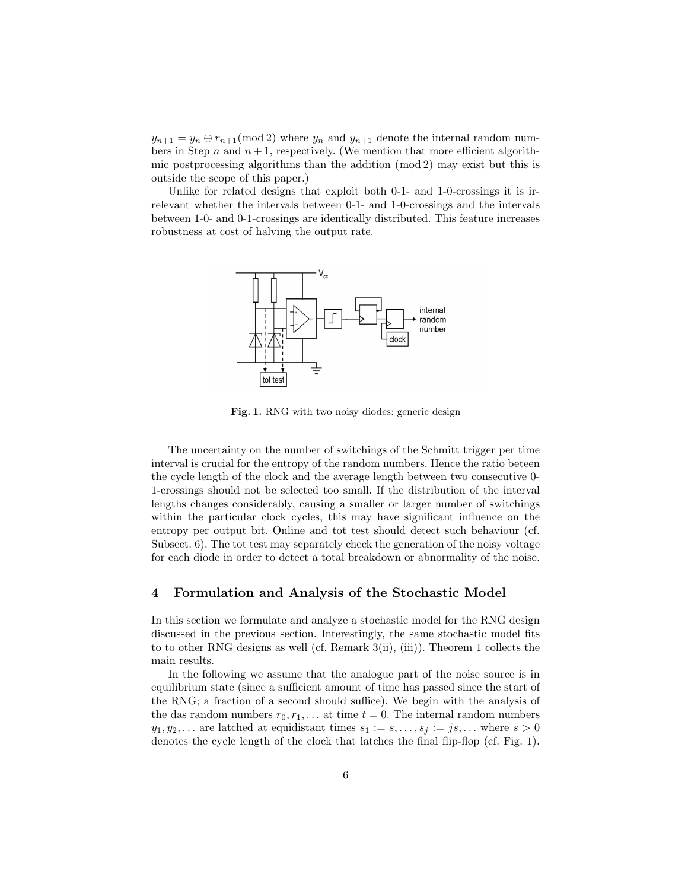$y_{n+1} = y_n \oplus r_{n+1} (\bmod 2)$ where $y_n$ and $y_{n+1}$ denote the internal random numbers in Step $n$ and $n+1$, respectively. (We mention that more efficient algorithmic postprocessing algorithms than the addition $(\bmod 2)$ may exist but this is outside the scope of this paper.)

Unlike for related designs that exploit both 0-1- and 1-0-crossings it is irrelevant whether the intervals between 0-1- and 1-0-crossings and the intervals between 1-0- and 0-1-crossings are identically distributed. This feature increases robustness at cost of halving the output rate.

**Fig. 1.** RNG with two noisy diodes: generic design

The uncertainty on the number of switchings of the Schmitt trigger per time interval is crucial for the entropy of the random numbers. Hence the ratio beteen the cycle length of the clock and the average length between two consecutive 0-1-crossings should not be selected too small. If the distribution of the interval lengths changes considerably, causing a smaller or larger number of switchings within the particular clock cycles, this may have significant influence on the entropy per output bit. Online and tot test should detect such behaviour (cf. Subsect. 6). The tot test may separately check the generation of the noisy voltage for each diode in order to detect a total breakdown or abnormality of the noise.

## 4 Formulation and Analysis of the Stochastic Model

In this section we formulate and analyze a stochastic model for the RNG design discussed in the previous section. Interestingly, the same stochastic model fits to to other RNG designs as well (cf. Remark 3(ii), (iii)). Theorem 1 collects the main results.

In the following we assume that the analogue part of the noise source is in equilibrium state (since a sufficient amount of time has passed since the start of the RNG; a fraction of a second should suffice). We begin with the analysis of the das random numbers $r_0, r_1, \ldots$ at time $t = 0$. The internal random numbers $y_1, y_2, \ldots$ are latched at equidistant times $s_1 := s, \ldots, s_j := js, \ldots$ where $s > 0$ denotes the cycle length of the clock that latches the final flip-flop (cf. Fig. 1).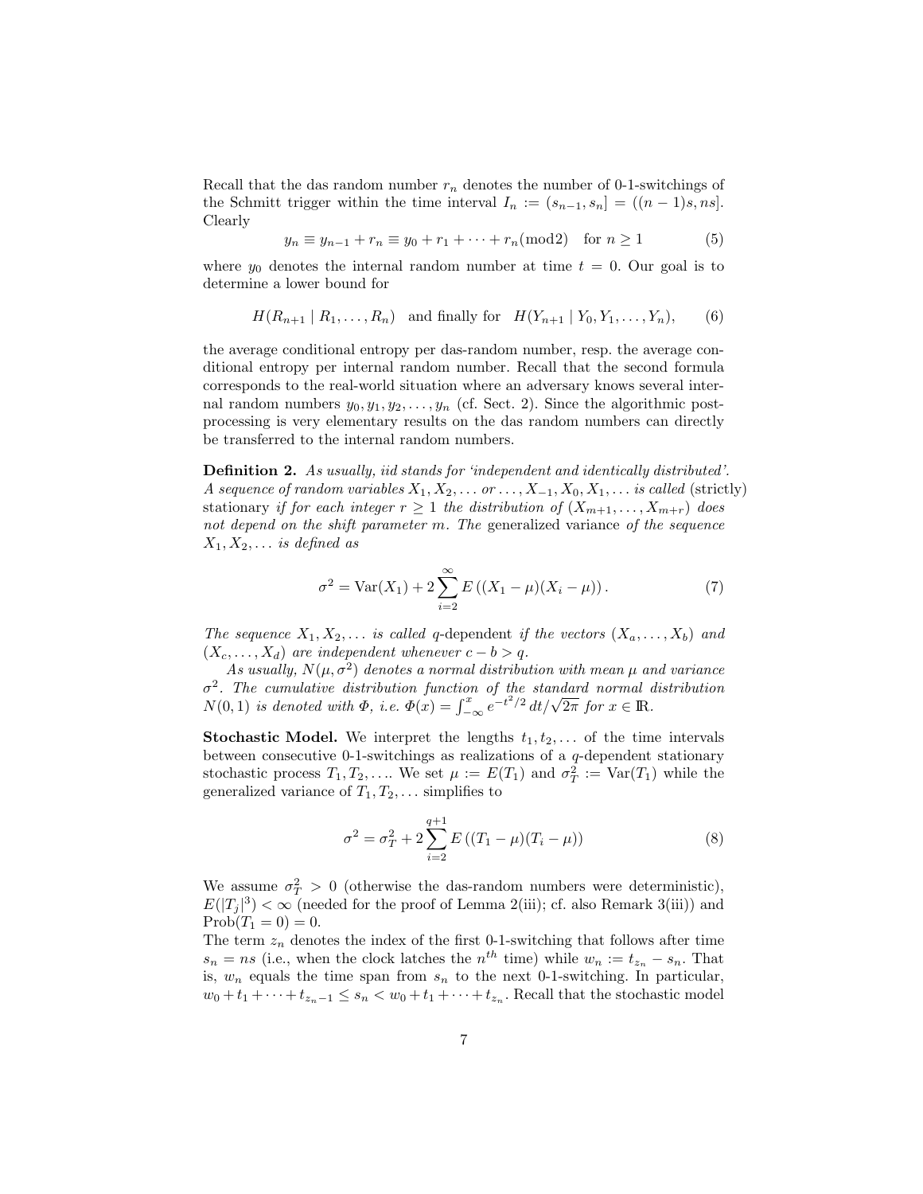Recall that the das random number $r_n$ denotes the number of 0-1-switchings of the Schmitt trigger within the time interval $I_n := (s_{n-1}, s_n] = ((n-1)s, ns]$. Clearly

$$y_n \equiv y_{n-1} + r_n \equiv y_0 + r_1 + \cdots + r_n (\text{mod} 2) \quad \text{for } n \geq 1 \tag{5}$$

where $y_0$ denotes the internal random number at time $t = 0$. Our goal is to determine a lower bound for

$$H(R_{n+1} \mid R_1, \ldots, R_n) \quad \text{and finally for} \quad H(Y_{n+1} \mid Y_0, Y_1, \ldots, Y_n), \tag{6}$$

the average conditional entropy per das-random number, resp. the average conditional entropy per internal random number. Recall that the second formula corresponds to the real-world situation where an adversary knows several internal random numbers $y_0, y_1, y_2, \ldots, y_n$ (cf. Sect. 2). Since the algorithmic post-processing is very elementary results on the das random numbers can directly be transferred to the internal random numbers.

**Definition 2.** *As usually, iid stands for 'independent and identically distributed'. A sequence of random variables $X_1, X_2, \ldots$ or $\ldots, X_{-1}, X_0, X_1, \ldots$ is called* (strictly) stationary *if for each integer $r \geq 1$ the distribution of $(X_{m+1}, \ldots, X_{m+r})$ does not depend on the shift parameter $m$. The* generalized variance *of the sequence $X_1, X_2, \ldots$ is defined as*

$$\sigma^2 = \text{Var}(X_1) + 2\sum_{i=2}^{\infty} E\left((X_1 - \mu)(X_i - \mu)\right). \tag{7}$$

*The sequence $X_1, X_2, \ldots$ is called* $q$-dependent *if the vectors $(X_a, \ldots, X_b)$ and $(X_c, \ldots, X_d)$ are independent whenever $c - b > q$.*

*As usually, $N(\mu, \sigma^2)$ denotes a normal distribution with mean $\mu$ and variance $\sigma^2$. The cumulative distribution function of the standard normal distribution $N(0,1)$ is denoted with $\Phi$, i.e. $\Phi(x) = \int_{-\infty}^{x} e^{-t^2/2}\, dt/\sqrt{2\pi}$ for $x \in \mathbb{R}$.*

**Stochastic Model.** We interpret the lengths $t_1, t_2, \ldots$ of the time intervals between consecutive 0-1-switchings as realizations of a $q$-dependent stationary stochastic process $T_1, T_2, \ldots$. We set $\mu := E(T_1)$ and $\sigma_T^2 := \text{Var}(T_1)$ while the generalized variance of $T_1, T_2, \ldots$ simplifies to

$$\sigma^2 = \sigma_T^2 + 2\sum_{i=2}^{q+1} E\left((T_1 - \mu)(T_i - \mu)\right) \tag{8}$$

We assume $\sigma_T^2 > 0$ (otherwise the das-random numbers were deterministic), $E(|T_j|^3) < \infty$ (needed for the proof of Lemma 2(iii); cf. also Remark 3(iii)) and $\text{Prob}(T_1 = 0) = 0$.
The term $z_n$ denotes the index of the first 0-1-switching that follows after time $s_n = ns$ (i.e., when the clock latches the $n^{th}$ time) while $w_n := t_{z_n} - s_n$. That is, $w_n$ equals the time span from $s_n$ to the next 0-1-switching. In particular, $w_0 + t_1 + \cdots + t_{z_n - 1} \leq s_n < w_0 + t_1 + \cdots + t_{z_n}$. Recall that the stochastic model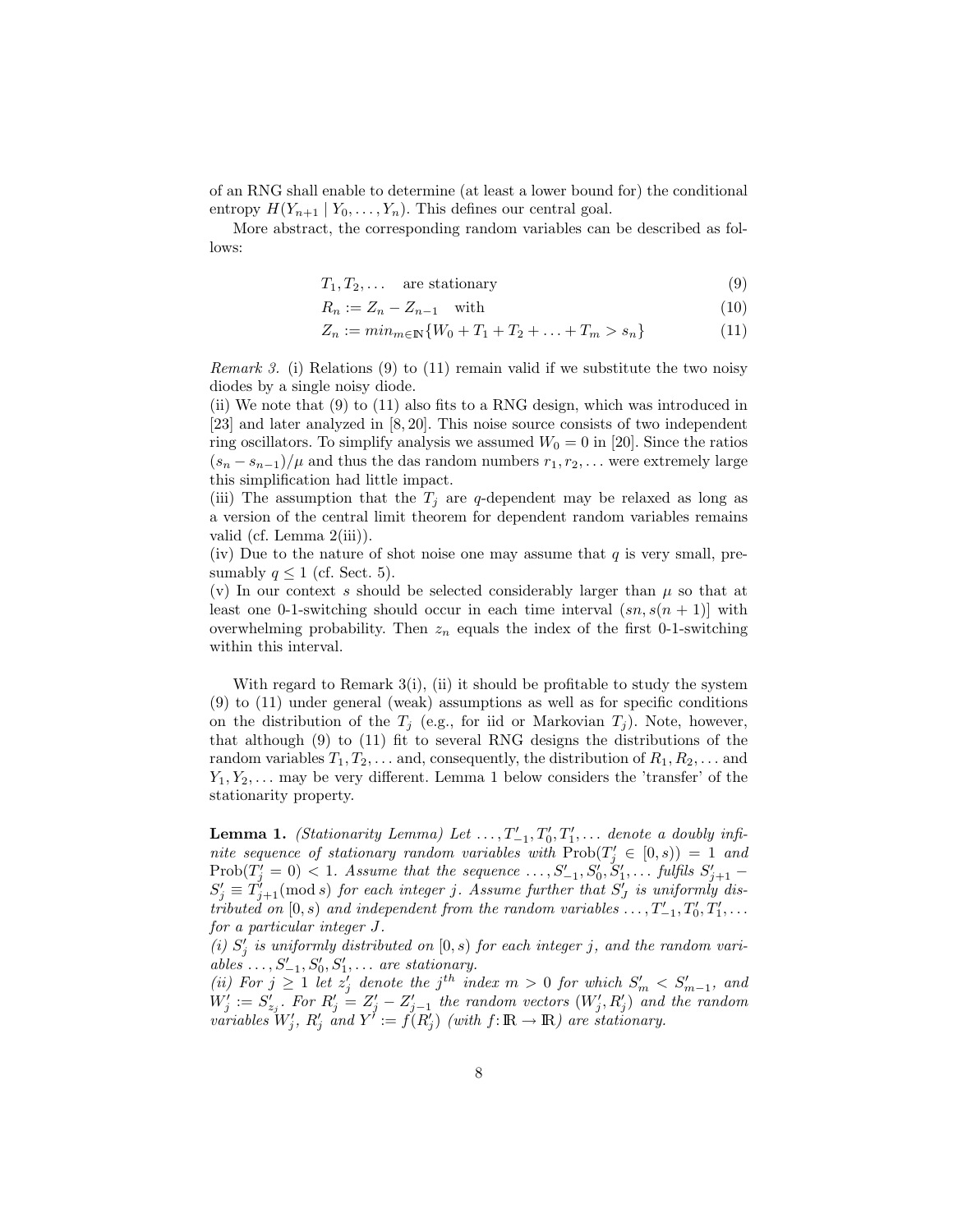of an RNG shall enable to determine (at least a lower bound for) the conditional entropy $H(Y_{n+1} \mid Y_0, \ldots, Y_n)$. This defines our central goal.

More abstract, the corresponding random variables can be described as follows:

$$T_1, T_2, \ldots \quad \text{are stationary} \tag{9}$$

$$R_n := Z_n - Z_{n-1} \quad \text{with} \tag{10}$$

$$Z_n := min_{m \in \mathbb{N}}\{W_0 + T_1 + T_2 + \ldots + T_m > s_n\} \tag{11}$$

*Remark 3.* (i) Relations (9) to (11) remain valid if we substitute the two noisy diodes by a single noisy diode.
(ii) We note that (9) to (11) also fits to a RNG design, which was introduced in [23] and later analyzed in [8, 20]. This noise source consists of two independent ring oscillators. To simplify analysis we assumed $W_0 = 0$ in [20]. Since the ratios $(s_n - s_{n-1})/\mu$ and thus the das random numbers $r_1, r_2, \ldots$ were extremely large this simplification had little impact.
(iii) The assumption that the $T_j$ are $q$-dependent may be relaxed as long as a version of the central limit theorem for dependent random variables remains valid (cf. Lemma 2(iii)).
(iv) Due to the nature of shot noise one may assume that $q$ is very small, presumably $q \leq 1$ (cf. Sect. 5).
(v) In our context $s$ should be selected considerably larger than $\mu$ so that at least one 0-1-switching should occur in each time interval $(sn, s(n+1)]$ with overwhelming probability. Then $z_n$ equals the index of the first 0-1-switching within this interval.

With regard to Remark 3(i), (ii) it should be profitable to study the system (9) to (11) under general (weak) assumptions as well as for specific conditions on the distribution of the $T_j$ (e.g., for iid or Markovian $T_j$). Note, however, that although (9) to (11) fit to several RNG designs the distributions of the random variables $T_1, T_2, \ldots$ and, consequently, the distribution of $R_1, R_2, \ldots$ and $Y_1, Y_2, \ldots$ may be very different. Lemma 1 below considers the 'transfer' of the stationarity property.

**Lemma 1.** *(Stationarity Lemma) Let $\ldots, T'_{-1}, T'_0, T'_1, \ldots$ denote a doubly infinite sequence of stationary random variables with $\text{Prob}(T'_j \in [0, s)) = 1$ and $\text{Prob}(T'_j = 0) < 1$. Assume that the sequence $\ldots, S'_{-1}, S'_0, S'_1, \ldots$ fulfils $S'_{j+1} - S'_j \equiv T'_{j+1} (\text{mod}\, s)$ for each integer $j$. Assume further that $S'_J$ is uniformly distributed on $[0, s)$ and independent from the random variables $\ldots, T'_{-1}, T'_0, T'_1, \ldots$ for a particular integer $J$.*
*(i) $S'_j$ is uniformly distributed on $[0, s)$ for each integer $j$, and the random variables $\ldots, S'_{-1}, S'_0, S'_1, \ldots$ are stationary.*
*(ii) For $j \geq 1$ let $z'_j$ denote the $j^{th}$ index $m > 0$ for which $S'_m < S'_{m-1}$, and $W'_j := S'_{z_j}$. For $R'_j = Z'_j - Z'_{j-1}$ the random vectors $(W'_j, R'_j)$ and the random variables $W'_j$, $R'_j$ and $Y^{j} := f(R'_j)$ (with $f \colon \mathbb{R} \to \mathbb{R}$) are stationary.*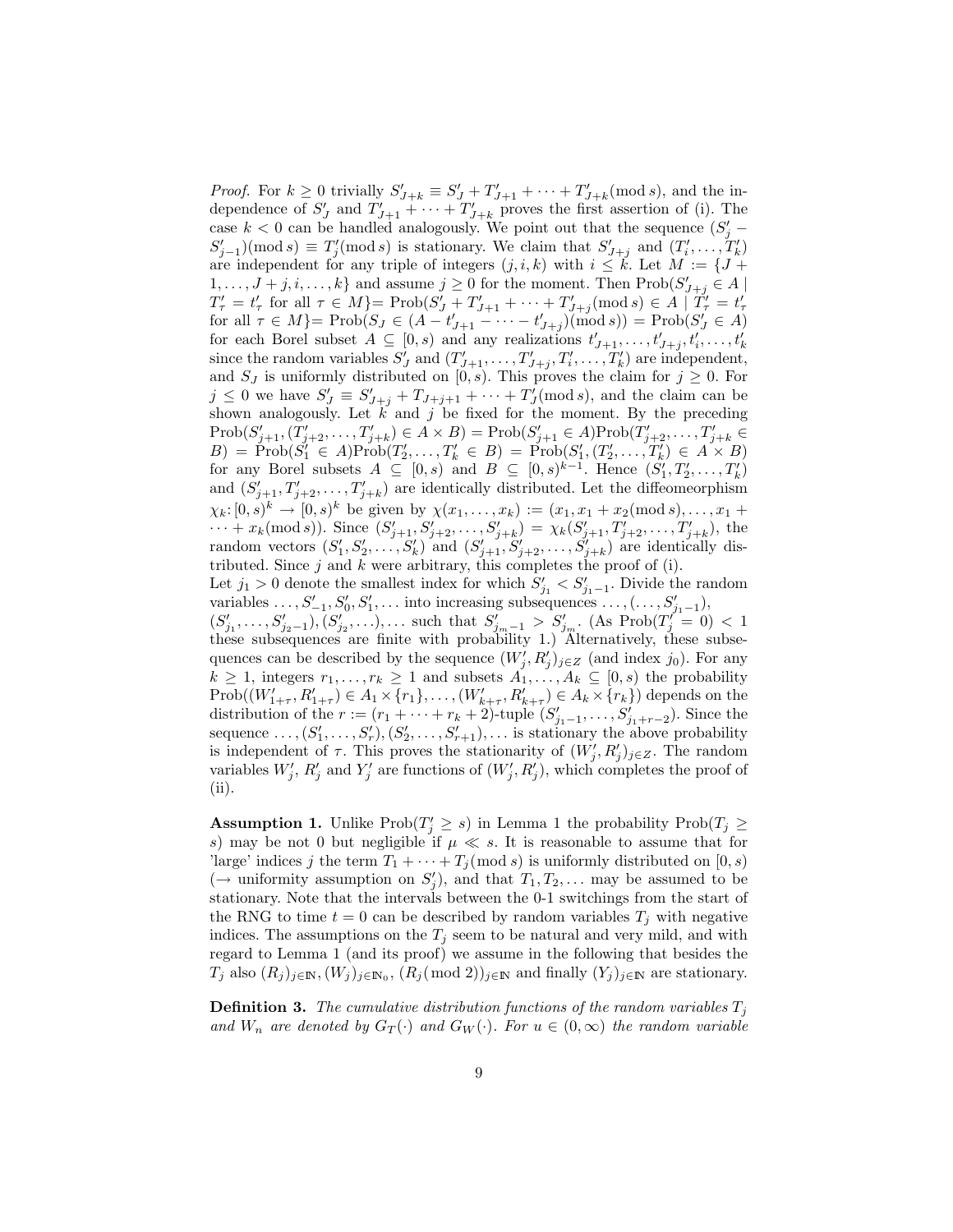*Proof.* For $k \geq 0$ trivially $S'_{J+k} \equiv S'_J + T'_{J+1} + \cdots + T'_{J+k} (\bmod s)$, and the independence of $S'_J$ and $T'_{J+1} + \cdots + T'_{J+k}$ proves the first assertion of (i). The case $k < 0$ can be handled analogously. We point out that the sequence $(S'_j - S'_{j-1})(\bmod s) \equiv T'_j (\bmod s)$ is stationary. We claim that $S'_{J+j}$ and $(T'_i, \ldots, T'_k)$ are independent for any triple of integers $(j, i, k)$ with $i \leq k$. Let $M := \{J + 1, \ldots, J + j, i, \ldots, k\}$ and assume $j \geq 0$ for the moment. Then $\text{Prob}(S'_{J+j} \in A \mid T'_\tau = t'_\tau \text{ for all } \tau \in M) = \text{Prob}(S'_J + T'_{J+1} + \cdots + T'_{J+j} (\bmod s) \in A \mid T'_\tau = t'_\tau \text{ for all } \tau \in M) = \text{Prob}(S_J \in (A - t'_{J+1} - \cdots - t'_{J+j} (\bmod s)) = \text{Prob}(S'_J \in A)$ for each Borel subset $A \subseteq [0, s)$ and any realizations $t'_{J+1}, \ldots, t'_{J+j}, t'_i, \ldots, t'_k$ since the random variables $S'_J$ and $(T'_{J+1}, \ldots, T'_{J+j}, T'_i, \ldots, T'_k)$ are independent, and $S_J$ is uniformly distributed on $[0, s)$. This proves the claim for $j \geq 0$. For $j \leq 0$ we have $S'_J \equiv S'_{J+j} + T_{J+j+1} + \cdots + T'_J (\bmod s)$, and the claim can be shown analogously. Let $k$ and $j$ be fixed for the moment. By the preceding $\text{Prob}(S'_{j+1}, (T'_{j+2}, \ldots, T'_{j+k}) \in A \times B) = \text{Prob}(S'_{j+1} \in A)\text{Prob}(T'_{j+2}, \ldots, T'_{j+k} \in B) = \text{Prob}(S'_1 \in A)\text{Prob}(T'_2, \ldots, T'_k \in B) = \text{Prob}(S'_1, (T'_2, \ldots, T'_k) \in A \times B)$ for any Borel subsets $A \subseteq [0, s)$ and $B \subseteq [0, s)^{k-1}$. Hence $(S'_1, T'_2, \ldots, T'_k)$ and $(S'_{j+1}, T'_{j+2}, \ldots, T'_{j+k})$ are identically distributed. Let the diffeomeorphism $\chi_k : [0, s)^k \to [0, s)^k$ be given by $\chi(x_1, \ldots, x_k) := (x_1, x_1 + x_2 (\bmod s), \ldots, x_1 + \cdots + x_k (\bmod s))$. Since $(S'_{j+1}, S'_{j+2}, \ldots, S'_{j+k}) = \chi_k(S'_{j+1}, T'_{j+2}, \ldots, T'_{j+k})$, the random vectors $(S'_1, S'_2, \ldots, S'_k)$ and $(S'_{j+1}, S'_{j+2}, \ldots, S'_{j+k})$ are identically distributed. Since $j$ and $k$ were arbitrary, this completes the proof of (i).
Let $j_1 > 0$ denote the smallest index for which $S'_{j_1} < S'_{j_1 - 1}$. Divide the random variables $\ldots, S'_{-1}, S'_0, S'_1, \ldots$ into increasing subsequences $\ldots, (\ldots, S'_{j_1 - 1})$, $(S'_{j_1}, \ldots, S'_{j_2 - 1}), (S'_{j_2}, \ldots), \ldots$ such that $S'_{j_m - 1} > S'_{j_m}$. (As $\text{Prob}(T'_j = 0) < 1$ these subsequences are finite with probability 1.) Alternatively, these subsequences can be described by the sequence $(W'_j, R'_j)_{j \in Z}$ (and index $j_0$). For any $k \geq 1$, integers $r_1, \ldots, r_k \geq 1$ and subsets $A_1, \ldots, A_k \subseteq [0, s)$ the probability $\text{Prob}((W'_{1+\tau}, R'_{1+\tau}) \in A_1 \times \{r_1\}, \ldots, (W'_{k+\tau}, R'_{k+\tau}) \in A_k \times \{r_k\})$ depends on the distribution of the $r := (r_1 + \cdots + r_k + 2)$-tuple $(S'_{j_1 - 1}, \ldots, S'_{j_1 + r - 2})$. Since the sequence $\ldots, (S'_1, \ldots, S'_r), (S'_2, \ldots, S'_{r+1}), \ldots$ is stationary the above probability is independent of $\tau$. This proves the stationarity of $(W'_j, R'_j)_{j \in Z}$. The random variables $W'_j$, $R'_j$ and $Y'_j$ are functions of $(W'_j, R'_j)$, which completes the proof of (ii).

**Assumption 1.** Unlike $\text{Prob}(T'_j \geq s)$ in Lemma 1 the probability $\text{Prob}(T_j \geq s)$ may be not 0 but negligible if $\mu \ll s$. It is reasonable to assume that for 'large' indices $j$ the term $T_1 + \cdots + T_j (\bmod s)$ is uniformly distributed on $[0, s)$ ($\to$ uniformity assumption on $S'_j$), and that $T_1, T_2, \ldots$ may be assumed to be stationary. Note that the intervals between the 0-1 switchings from the start of the RNG to time $t = 0$ can be described by random variables $T_j$ with negative indices. The assumptions on the $T_j$ seem to be natural and very mild, and with regard to Lemma 1 (and its proof) we assume in the following that besides the $T_j$ also $(R_j)_{j \in \mathbb{N}}, (W_j)_{j \in \mathbb{N}_0}, (R_j (\bmod 2))_{j \in \mathbb{N}}$ and finally $(Y_j)_{j \in \mathbb{N}}$ are stationary.

**Definition 3.** *The cumulative distribution functions of the random variables $T_j$ and $W_n$ are denoted by $G_T(\cdot)$ and $G_W(\cdot)$. For $u \in (0, \infty)$ the random variable*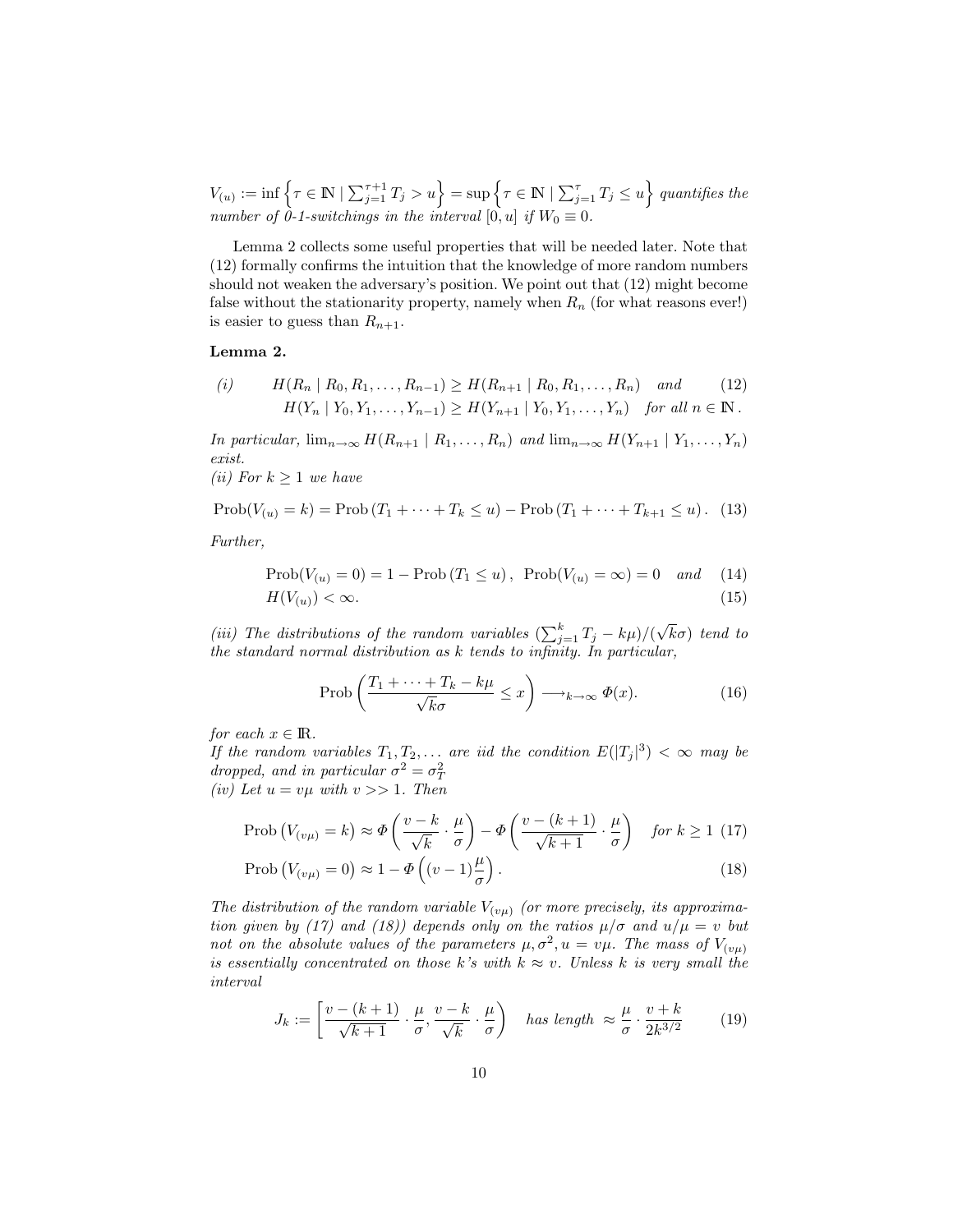$V_{(u)} := \inf\left\{\tau \in \mathbb{N} \mid \sum_{j=1}^{\tau+1} T_j > u\right\} = \sup\left\{\tau \in \mathbb{N} \mid \sum_{j=1}^{\tau} T_j \leq u\right\}$ *quantifies the number of 0-1-switchings in the interval* $[0, u]$ *if* $W_0 \equiv 0$.

Lemma 2 collects some useful properties that will be needed later. Note that (12) formally confirms the intuition that the knowledge of more random numbers should not weaken the adversary's position. We point out that (12) might become false without the stationarity property, namely when $R_n$ (for what reasons ever!) is easier to guess than $R_{n+1}$.

**Lemma 2.**

*(i)*

$$H(R_n \mid R_0, R_1, \ldots, R_{n-1}) \geq H(R_{n+1} \mid R_0, R_1, \ldots, R_n) \quad \text{and} \tag{12}$$
$$H(Y_n \mid Y_0, Y_1, \ldots, Y_{n-1}) \geq H(Y_{n+1} \mid Y_0, Y_1, \ldots, Y_n) \quad \text{for all } n \in \mathbb{N}\,.$$

*In particular,* $\lim_{n\to\infty} H(R_{n+1} \mid R_1, \ldots, R_n)$ *and* $\lim_{n\to\infty} H(Y_{n+1} \mid Y_1, \ldots, Y_n)$ *exist.*

*(ii) For* $k \geq 1$ *we have*

$$\text{Prob}(V_{(u)} = k) = \text{Prob}\left(T_1 + \cdots + T_k \leq u\right) - \text{Prob}\left(T_1 + \cdots + T_{k+1} \leq u\right). \tag{13}$$

*Further,*

$$\text{Prob}(V_{(u)} = 0) = 1 - \text{Prob}\left(T_1 \leq u\right), \;\; \text{Prob}(V_{(u)} = \infty) = 0 \quad \text{and} \tag{14}$$
$$H(V_{(u)}) < \infty. \tag{15}$$

*(iii) The distributions of the random variables* $(\sum_{j=1}^{k} T_j - k\mu)/(\sqrt{k}\sigma)$ *tend to the standard normal distribution as* $k$ *tends to infinity. In particular,*

$$\text{Prob}\left(\frac{T_1 + \cdots + T_k - k\mu}{\sqrt{k}\sigma} \leq x\right) \longrightarrow_{k\to\infty} \Phi(x). \tag{16}$$

*for each* $x \in \mathbb{R}$.

*If the random variables* $T_1, T_2, \ldots$ *are iid the condition* $E(|T_j|^3) < \infty$ *may be dropped, and in particular* $\sigma^2 = \sigma_T^2$

*(iv) Let* $u = v\mu$ *with* $v >> 1$. *Then*

$$\text{Prob}\left(V_{(v\mu)} = k\right) \approx \Phi\left(\frac{v-k}{\sqrt{k}} \cdot \frac{\mu}{\sigma}\right) - \Phi\left(\frac{v-(k+1)}{\sqrt{k+1}} \cdot \frac{\mu}{\sigma}\right) \quad \text{for } k \geq 1 \tag{17}$$
$$\text{Prob}\left(V_{(v\mu)} = 0\right) \approx 1 - \Phi\left((v-1)\frac{\mu}{\sigma}\right). \tag{18}$$

*The distribution of the random variable* $V_{(v\mu)}$ *(or more precisely, its approximation given by (17) and (18)) depends only on the ratios* $\mu/\sigma$ *and* $u/\mu = v$ *but not on the absolute values of the parameters* $\mu, \sigma^2, u = v\mu$. *The mass of* $V_{(v\mu)}$ *is essentially concentrated on those* $k$*'s with* $k \approx v$. *Unless* $k$ *is very small the interval*

$$J_k := \left[\frac{v-(k+1)}{\sqrt{k+1}} \cdot \frac{\mu}{\sigma}, \frac{v-k}{\sqrt{k}} \cdot \frac{\mu}{\sigma}\right) \quad \text{has length } \approx \frac{\mu}{\sigma} \cdot \frac{v+k}{2k^{3/2}} \tag{19}$$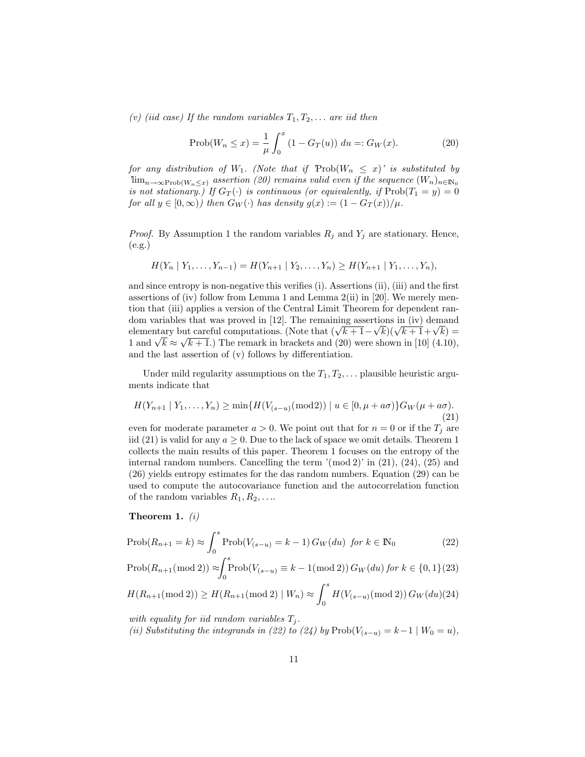*(v) (iid case) If the random variables $T_1, T_2, \ldots$ are iid then*

$$\text{Prob}(W_n \leq x) = \frac{1}{\mu} \int_0^x (1 - G_T(u))\, du =: G_W(x). \tag{20}$$

*for any distribution of $W_1$. (Note that if 'Prob$(W_n \leq x)$' is substituted by '$\lim_{n\to\infty}\text{Prob}(W_n \leq x)$' assertion (20) remains valid even if the sequence $(W_n)_{n\in\mathbb{N}_0}$ is not stationary.) If $G_T(\cdot)$ is continuous (or equivalently, if $\text{Prob}(T_1 = y) = 0$ for all $y \in [0, \infty)$) then $G_W(\cdot)$ has density $g(x) := (1 - G_T(x))/\mu$.*

*Proof.* By Assumption 1 the random variables $R_j$ and $Y_j$ are stationary. Hence, (e.g.)

$$H(Y_n \mid Y_1, \ldots, Y_{n-1}) = H(Y_{n+1} \mid Y_2, \ldots, Y_n) \geq H(Y_{n+1} \mid Y_1, \ldots, Y_n),$$

and since entropy is non-negative this verifies (i). Assertions (ii), (iii) and the first assertions of (iv) follow from Lemma 1 and Lemma 2(ii) in [20]. We merely mention that (iii) applies a version of the Central Limit Theorem for dependent random variables that was proved in [12]. The remaining assertions in (iv) demand elementary but careful computations. (Note that $(\sqrt{k+1} - \sqrt{k})(\sqrt{k+1} + \sqrt{k}) = 1$ and $\sqrt{k} \approx \sqrt{k+1}$.) The remark in brackets and (20) were shown in [10] (4.10), and the last assertion of (v) follows by differentiation.

Under mild regularity assumptions on the $T_1, T_2, \ldots$ plausible heuristic arguments indicate that

$$H(Y_{n+1} \mid Y_1, \ldots, Y_n) \geq \min\{H(V_{(s-u)}(\text{mod}\, 2)) \mid u \in [0, \mu + a\sigma)\} G_W(\mu + a\sigma). \tag{21}$$

even for moderate parameter $a > 0$. We point out that for $n = 0$ or if the $T_j$ are iid (21) is valid for any $a \geq 0$. Due to the lack of space we omit details. Theorem 1 collects the main results of this paper. Theorem 1 focuses on the entropy of the internal random numbers. Cancelling the term '(mod 2)' in (21), (24), (25) and (26) yields entropy estimates for the das random numbers. Equation (29) can be used to compute the autocovariance function and the autocorrelation function of the random variables $R_1, R_2, \ldots$.

**Theorem 1.** *(i)*

$$\text{Prob}(R_{n+1} = k) \approx \int_0^s \text{Prob}(V_{(s-u)} = k-1)\, G_W(du) \quad \text{for } k \in \mathbb{N}_0 \tag{22}$$

$$\text{Prob}(R_{n+1}(\text{mod}\, 2)) \approx \int_0^s \text{Prob}(V_{(s-u)} \equiv k-1(\text{mod}\, 2))\, G_W(du) \text{ for } k \in \{0,1\} \tag{23}$$

$$H(R_{n+1}(\text{mod}\, 2)) \geq H(R_{n+1}(\text{mod}\, 2) \mid W_n) \approx \int_0^s H(V_{(s-u)}(\text{mod}\, 2))\, G_W(du) \tag{24}$$

*with equality for iid random variables $T_j$.*
*(ii) Substituting the integrands in (22) to (24) by $\text{Prob}(V_{(s-u)} = k-1 \mid W_0 = u)$,*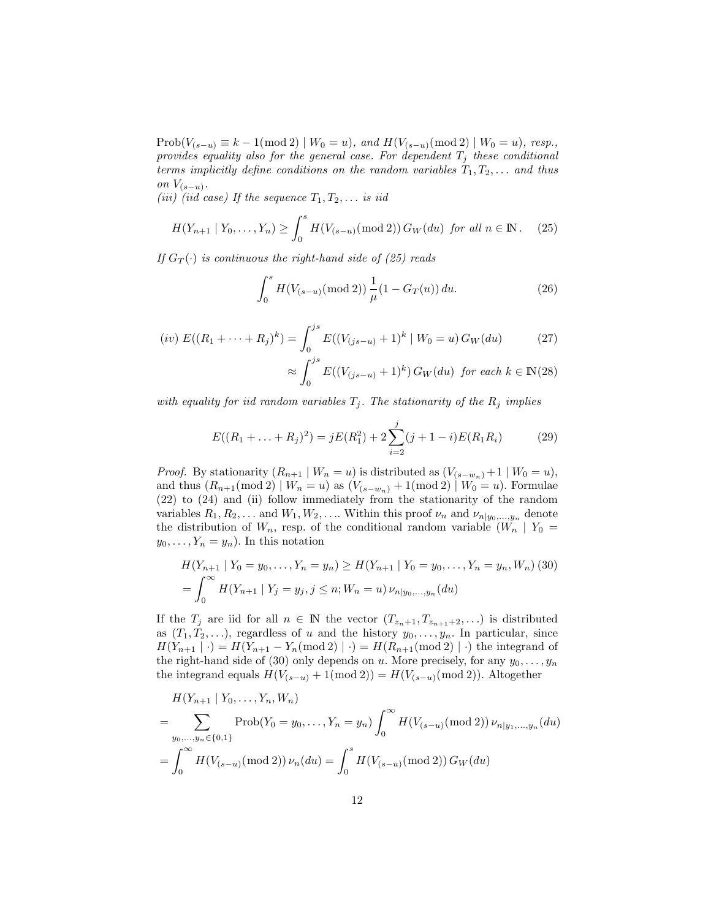$\text{Prob}(V_{(s-u)} \equiv k-1 (\text{mod}\, 2) \mid W_0 = u)$*, and* $H(V_{(s-u)}(\text{mod}\, 2) \mid W_0 = u)$*, resp., provides equality also for the general case. For dependent* $T_j$ *these conditional terms implicitly define conditions on the random variables* $T_1, T_2, \ldots$ *and thus on* $V_{(s-u)}$*.*

*(iii) (iid case) If the sequence* $T_1, T_2, \ldots$ *is iid*

$$H(Y_{n+1} \mid Y_0, \ldots, Y_n) \geq \int_0^s H(V_{(s-u)}(\text{mod}\, 2))\, G_W(du) \ \ \text{for all } n \in \mathbb{N}\,. \tag{25}$$

*If* $G_T(\cdot)$ *is continuous the right-hand side of (25) reads*

$$\int_0^s H(V_{(s-u)}(\text{mod}\, 2))\, \frac{1}{\mu}(1 - G_T(u))\, du. \tag{26}$$

$$(iv)\ E((R_1 + \cdots + R_j)^k) = \int_0^{js} E((V_{(js-u)} + 1)^k \mid W_0 = u)\, G_W(du) \tag{27}$$

$$\approx \int_0^{js} E((V_{(js-u)} + 1)^k)\, G_W(du) \ \ \text{for each } k \in \mathbb{N} \tag{28}$$

*with equality for iid random variables* $T_j$*. The stationarity of the* $R_j$ *implies*

$$E((R_1 + \ldots + R_j)^2) = jE(R_1^2) + 2\sum_{i=2}^{j}(j+1-i)E(R_1 R_i) \tag{29}$$

*Proof.* By stationarity $(R_{n+1} \mid W_n = u)$ is distributed as $(V_{(s-w_n)} + 1 \mid W_0 = u)$, and thus $(R_{n+1}(\text{mod}\, 2) \mid W_n = u)$ as $(V_{(s-w_n)} + 1(\text{mod}\, 2) \mid W_0 = u)$. Formulae (22) to (24) and (ii) follow immediately from the stationarity of the random variables $R_1, R_2, \ldots$ and $W_1, W_2, \ldots$. Within this proof $\nu_n$ and $\nu_{n|y_0,\ldots,y_n}$ denote the distribution of $W_n$, resp. of the conditional random variable $(W_n \mid Y_0 = y_0, \ldots, Y_n = y_n)$. In this notation

$$\begin{aligned} &H(Y_{n+1} \mid Y_0 = y_0, \ldots, Y_n = y_n) \geq H(Y_{n+1} \mid Y_0 = y_0, \ldots, Y_n = y_n, W_n) \quad (30) \\ &= \int_0^\infty H(Y_{n+1} \mid Y_j = y_j, j \leq n; W_n = u)\, \nu_{n|y_0,\ldots,y_n}(du) \end{aligned}$$

If the $T_j$ are iid for all $n \in \mathbb{N}$ the vector $(T_{z_n+1}, T_{z_{n+1}+2}, \ldots)$ is distributed as $(T_1, T_2, \ldots)$, regardless of $u$ and the history $y_0, \ldots, y_n$. In particular, since $H(Y_{n+1} \mid \cdot) = H(Y_{n+1} - Y_n(\text{mod}\, 2) \mid \cdot) = H(R_{n+1}(\text{mod}\, 2) \mid \cdot)$ the integrand of the right-hand side of (30) only depends on $u$. More precisely, for any $y_0, \ldots, y_n$ the integrand equals $H(V_{(s-u)} + 1(\text{mod}\, 2)) = H(V_{(s-u)}(\text{mod}\, 2))$. Altogether

$$\begin{aligned} &H(Y_{n+1} \mid Y_0, \ldots, Y_n, W_n) \\ &= \sum_{y_0,\ldots,y_n \in \{0,1\}} \text{Prob}(Y_0 = y_0, \ldots, Y_n = y_n) \int_0^\infty H(V_{(s-u)}(\text{mod}\, 2))\, \nu_{n|y_1,\ldots,y_n}(du) \\ &= \int_0^\infty H(V_{(s-u)}(\text{mod}\, 2))\, \nu_n(du) = \int_0^s H(V_{(s-u)}(\text{mod}\, 2))\, G_W(du) \end{aligned}$$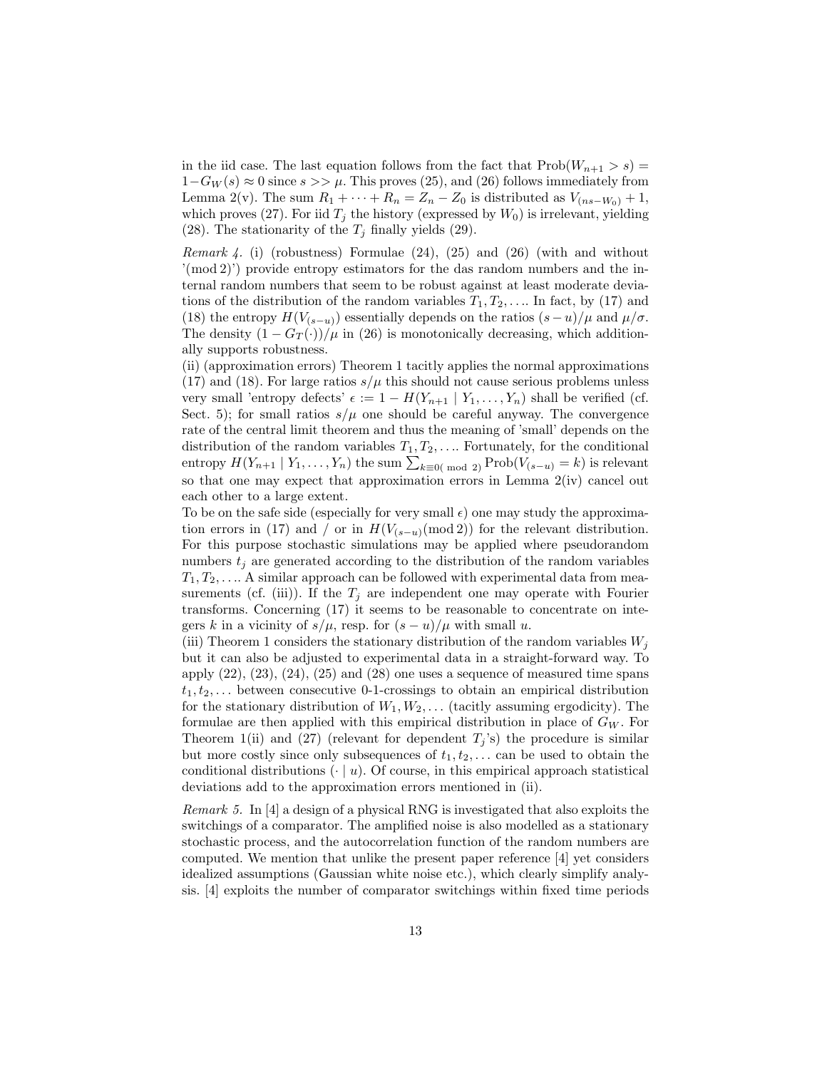in the iid case. The last equation follows from the fact that $\text{Prob}(W_{n+1} > s) = 1 - G_W(s) \approx 0$ since $s >> \mu$. This proves (25), and (26) follows immediately from Lemma 2(v). The sum $R_1 + \cdots + R_n = Z_n - Z_0$ is distributed as $V_{(ns-W_0)} + 1$, which proves (27). For iid $T_j$ the history (expressed by $W_0$) is irrelevant, yielding (28). The stationarity of the $T_j$ finally yields (29).

*Remark 4.* (i) (robustness) Formulae (24), (25) and (26) (with and without '$(\text{mod}\, 2)$') provide entropy estimators for the das random numbers and the internal random numbers that seem to be robust against at least moderate deviations of the distribution of the random variables $T_1, T_2, \ldots$. In fact, by (17) and (18) the entropy $H(V_{(s-u)})$ essentially depends on the ratios $(s-u)/\mu$ and $\mu/\sigma$. The density $(1 - G_T(\cdot))/\mu$ in (26) is monotonically decreasing, which additionally supports robustness.
(ii) (approximation errors) Theorem 1 tacitly applies the normal approximations (17) and (18). For large ratios $s/\mu$ this should not cause serious problems unless very small 'entropy defects' $\epsilon := 1 - H(Y_{n+1} \mid Y_1, \ldots, Y_n)$ shall be verified (cf. Sect. 5); for small ratios $s/\mu$ one should be careful anyway. The convergence rate of the central limit theorem and thus the meaning of 'small' depends on the distribution of the random variables $T_1, T_2, \ldots$. Fortunately, for the conditional entropy $H(Y_{n+1} \mid Y_1, \ldots, Y_n)$ the sum $\sum_{k \equiv 0(\text{ mod } 2)} \text{Prob}(V_{(s-u)} = k)$ is relevant so that one may expect that approximation errors in Lemma 2(iv) cancel out each other to a large extent.
To be on the safe side (especially for very small $\epsilon$) one may study the approximation errors in (17) and / or in $H(V_{(s-u)}(\text{mod}\, 2))$ for the relevant distribution. For this purpose stochastic simulations may be applied where pseudorandom numbers $t_j$ are generated according to the distribution of the random variables $T_1, T_2, \ldots$. A similar approach can be followed with experimental data from measurements (cf. (iii)). If the $T_j$ are independent one may operate with Fourier transforms. Concerning (17) it seems to be reasonable to concentrate on integers $k$ in a vicinity of $s/\mu$, resp. for $(s-u)/\mu$ with small $u$.
(iii) Theorem 1 considers the stationary distribution of the random variables $W_j$ but it can also be adjusted to experimental data in a straight-forward way. To apply (22), (23), (24), (25) and (28) one uses a sequence of measured time spans $t_1, t_2, \ldots$ between consecutive 0-1-crossings to obtain an empirical distribution for the stationary distribution of $W_1, W_2, \ldots$ (tacitly assuming ergodicity). The formulae are then applied with this empirical distribution in place of $G_W$. For Theorem 1(ii) and (27) (relevant for dependent $T_j$'s) the procedure is similar but more costly since only subsequences of $t_1, t_2, \ldots$ can be used to obtain the conditional distributions $(\cdot \mid u)$. Of course, in this empirical approach statistical deviations add to the approximation errors mentioned in (ii).

*Remark 5.* In [4] a design of a physical RNG is investigated that also exploits the switchings of a comparator. The amplified noise is also modelled as a stationary stochastic process, and the autocorrelation function of the random numbers are computed. We mention that unlike the present paper reference [4] yet considers idealized assumptions (Gaussian white noise etc.), which clearly simplify analysis. [4] exploits the number of comparator switchings within fixed time periods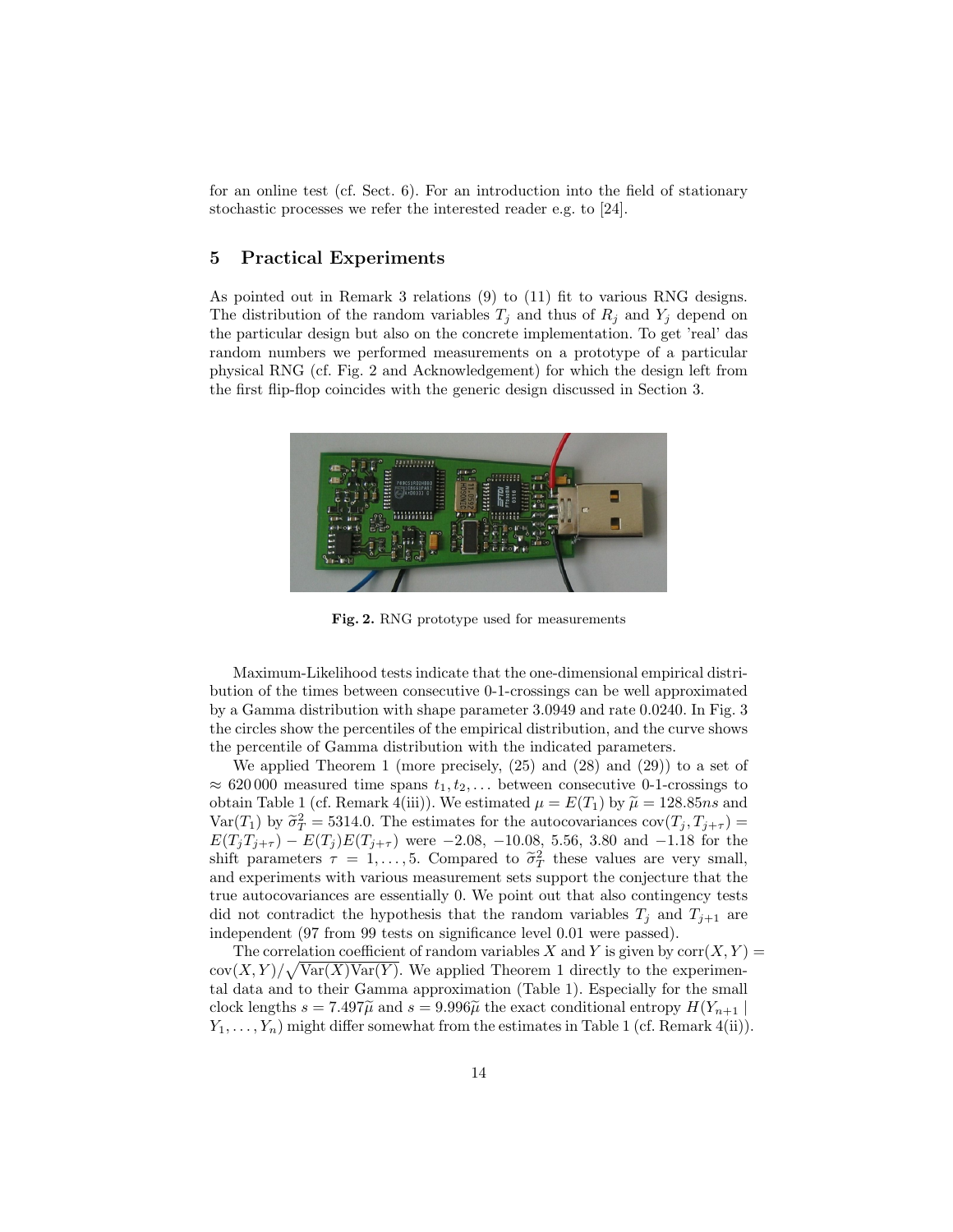for an online test (cf. Sect. 6). For an introduction into the field of stationary stochastic processes we refer the interested reader e.g. to [24].

## 5 Practical Experiments

As pointed out in Remark 3 relations (9) to (11) fit to various RNG designs. The distribution of the random variables $T_j$ and thus of $R_j$ and $Y_j$ depend on the particular design but also on the concrete implementation. To get 'real' das random numbers we performed measurements on a prototype of a particular physical RNG (cf. Fig. 2 and Acknowledgement) for which the design left from the first flip-flop coincides with the generic design discussed in Section 3.

**Fig. 2.** RNG prototype used for measurements

Maximum-Likelihood tests indicate that the one-dimensional empirical distribution of the times between consecutive 0-1-crossings can be well approximated by a Gamma distribution with shape parameter 3.0949 and rate 0.0240. In Fig. 3 the circles show the percentiles of the empirical distribution, and the curve shows the percentile of Gamma distribution with the indicated parameters.

We applied Theorem 1 (more precisely, (25) and (28) and (29)) to a set of $\approx 620\,000$ measured time spans $t_1, t_2, \ldots$ between consecutive 0-1-crossings to obtain Table 1 (cf. Remark 4(iii)). We estimated $\mu = E(T_1)$ by $\widetilde{\mu} = 128.85ns$ and $\mathrm{Var}(T_1)$ by $\widetilde{\sigma}_T^2 = 5314.0$. The estimates for the autocovariances $\mathrm{cov}(T_j, T_{j+\tau}) = E(T_j T_{j+\tau}) - E(T_j)E(T_{j+\tau})$ were $-2.08$, $-10.08$, $5.56$, $3.80$ and $-1.18$ for the shift parameters $\tau = 1, \ldots, 5$. Compared to $\widetilde{\sigma}_T^2$ these values are very small, and experiments with various measurement sets support the conjecture that the true autocovariances are essentially 0. We point out that also contingency tests did not contradict the hypothesis that the random variables $T_j$ and $T_{j+1}$ are independent (97 from 99 tests on significance level 0.01 were passed).

The correlation coefficient of random variables $X$ and $Y$ is given by $\mathrm{corr}(X,Y) = \mathrm{cov}(X,Y)/\sqrt{\mathrm{Var}(X)\mathrm{Var}(Y)}$. We applied Theorem 1 directly to the experimental data and to their Gamma approximation (Table 1). Especially for the small clock lengths $s = 7.497\widetilde{\mu}$ and $s = 9.996\widetilde{\mu}$ the exact conditional entropy $H(Y_{n+1} \mid Y_1, \ldots, Y_n)$ might differ somewhat from the estimates in Table 1 (cf. Remark 4(ii)).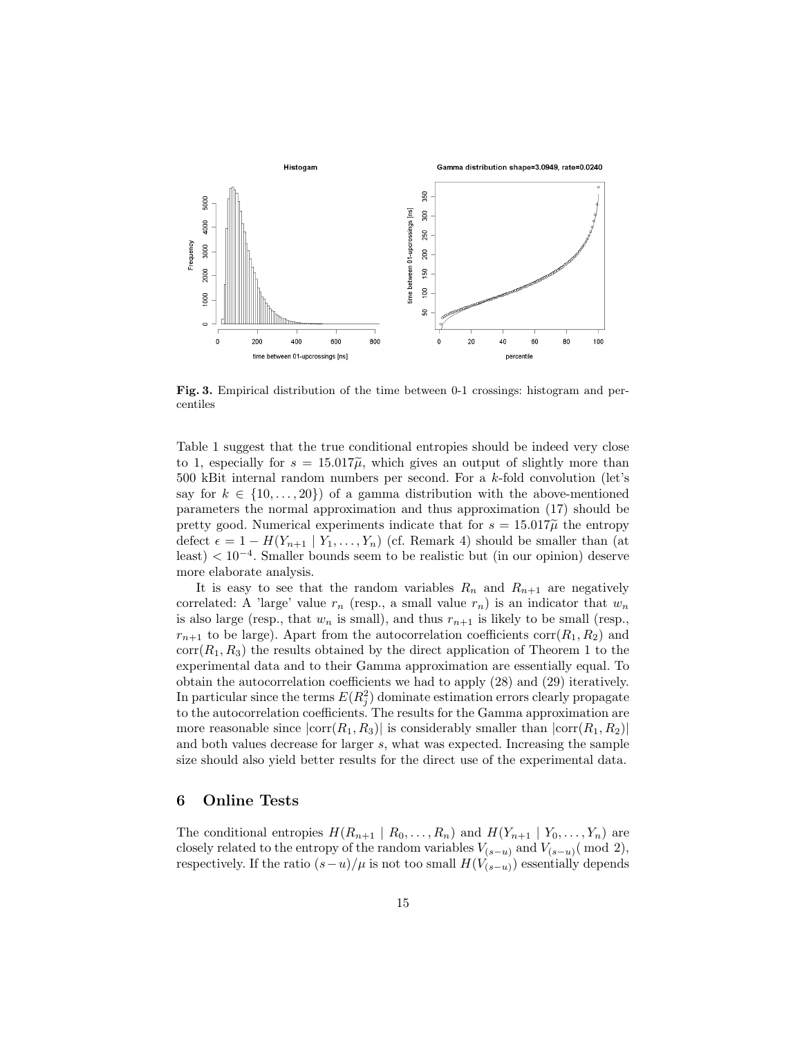**Fig. 3.** Empirical distribution of the time between 0-1 crossings: histogram and percentiles

Table 1 suggest that the true conditional entropies should be indeed very close to 1, especially for $s = 15.017\widetilde{\mu}$, which gives an output of slightly more than 500 kBit internal random numbers per second. For a $k$-fold convolution (let's say for $k \in \{10, \ldots, 20\}$) of a gamma distribution with the above-mentioned parameters the normal approximation and thus approximation (17) should be pretty good. Numerical experiments indicate that for $s = 15.017\widetilde{\mu}$ the entropy defect $\epsilon = 1 - H(Y_{n+1} \mid Y_1, \ldots, Y_n)$ (cf. Remark 4) should be smaller than (at least) $< 10^{-4}$. Smaller bounds seem to be realistic but (in our opinion) deserve more elaborate analysis.

It is easy to see that the random variables $R_n$ and $R_{n+1}$ are negatively correlated: A 'large' value $r_n$ (resp., a small value $r_n$) is an indicator that $w_n$ is also large (resp., that $w_n$ is small), and thus $r_{n+1}$ is likely to be small (resp., $r_{n+1}$ to be large). Apart from the autocorrelation coefficients $\operatorname{corr}(R_1, R_2)$ and $\operatorname{corr}(R_1, R_3)$ the results obtained by the direct application of Theorem 1 to the experimental data and to their Gamma approximation are essentially equal. To obtain the autocorrelation coefficients we had to apply (28) and (29) iteratively. In particular since the terms $E(R_j^2)$ dominate estimation errors clearly propagate to the autocorrelation coefficients. The results for the Gamma approximation are more reasonable since $|\operatorname{corr}(R_1, R_3)|$ is considerably smaller than $|\operatorname{corr}(R_1, R_2)|$ and both values decrease for larger $s$, what was expected. Increasing the sample size should also yield better results for the direct use of the experimental data.

## 6 Online Tests

The conditional entropies $H(R_{n+1} \mid R_0, \ldots, R_n)$ and $H(Y_{n+1} \mid Y_0, \ldots, Y_n)$ are closely related to the entropy of the random variables $V_{(s-u)}$ and $V_{(s-u)} (\bmod 2)$, respectively. If the ratio $(s-u)/\mu$ is not too small $H(V_{(s-u)})$ essentially depends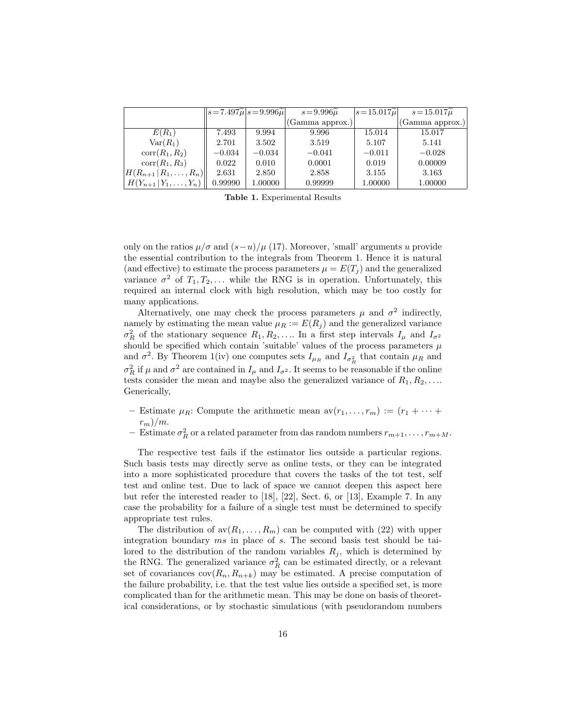| | $s=7.497\widetilde{\mu}$ | $s=9.996\widetilde{\mu}$ | $s=9.996\widetilde{\mu}$ (Gamma approx.) | $s=15.017\widetilde{\mu}$ | $s=15.017\widetilde{\mu}$ (Gamma approx.) |
|---|---|---|---|---|---|
| $E(R_1)$ | 7.493 | 9.994 | 9.996 | 15.014 | 15.017 |
| $\mathrm{Var}(R_1)$ | 2.701 | 3.502 | 3.519 | 5.107 | 5.141 |
| $\mathrm{corr}(R_1, R_2)$ | $-0.034$ | $-0.034$ | $-0.041$ | $-0.011$ | $-0.028$ |
| $\mathrm{corr}(R_1, R_3)$ | 0.022 | 0.010 | 0.0001 | 0.019 | 0.00009 |
| $H(R_{n+1} \mid R_1, \ldots, R_n)$ | 2.631 | 2.850 | 2.858 | 3.155 | 3.163 |
| $H(Y_{n+1} \mid Y_1, \ldots, Y_n)$ | 0.99990 | 1.00000 | 0.99999 | 1.00000 | 1.00000 |

**Table 1.** Experimental Results

only on the ratios $\mu/\sigma$ and $(s-u)/\mu$ (17). Moreover, 'small' arguments $u$ provide the essential contribution to the integrals from Theorem 1. Hence it is natural (and effective) to estimate the process parameters $\mu = E(T_j)$ and the generalized variance $\sigma^2$ of $T_1, T_2, \ldots$ while the RNG is in operation. Unfortunately, this required an internal clock with high resolution, which may be too costly for many applications.

Alternatively, one may check the process parameters $\mu$ and $\sigma^2$ indirectly, namely by estimating the mean value $\mu_R := E(R_j)$ and the generalized variance $\sigma_R^2$ of the stationary sequence $R_1, R_2, \ldots$. In a first step intervals $I_\mu$ and $I_{\sigma^2}$ should be specified which contain 'suitable' values of the process parameters $\mu$ and $\sigma^2$. By Theorem 1(iv) one computes sets $I_{\mu_R}$ and $I_{\sigma_R^2}$ that contain $\mu_R$ and $\sigma_R^2$ if $\mu$ and $\sigma^2$ are contained in $I_\mu$ and $I_{\sigma^2}$. It seems to be reasonable if the online tests consider the mean and maybe also the generalized variance of $R_1, R_2, \ldots$. Generically,

- Estimate $\mu_R$: Compute the arithmetic mean $\mathrm{av}(r_1, \ldots, r_m) := (r_1 + \cdots + r_m)/m$.
- Estimate $\sigma_R^2$ or a related parameter from das random numbers $r_{m+1}, \ldots, r_{m+M}$.

The respective test fails if the estimator lies outside a particular regions. Such basis tests may directly serve as online tests, or they can be integrated into a more sophisticated procedure that covers the tasks of the tot test, self test and online test. Due to lack of space we cannot deepen this aspect here but refer the interested reader to [18], [22], Sect. 6, or [13], Example 7. In any case the probability for a failure of a single test must be determined to specify appropriate test rules.

The distribution of $\mathrm{av}(R_1, \ldots, R_m)$ can be computed with (22) with upper integration boundary $ms$ in place of $s$. The second basis test should be tailored to the distribution of the random variables $R_j$, which is determined by the RNG. The generalized variance $\sigma_R^2$ can be estimated directly, or a relevant set of covariances $\mathrm{cov}(R_n, R_{n+k})$ may be estimated. A precise computation of the failure probability, i.e. that the test value lies outside a specified set, is more complicated than for the arithmetic mean. This may be done on basis of theoretical considerations, or by stochastic simulations (with pseudorandom numbers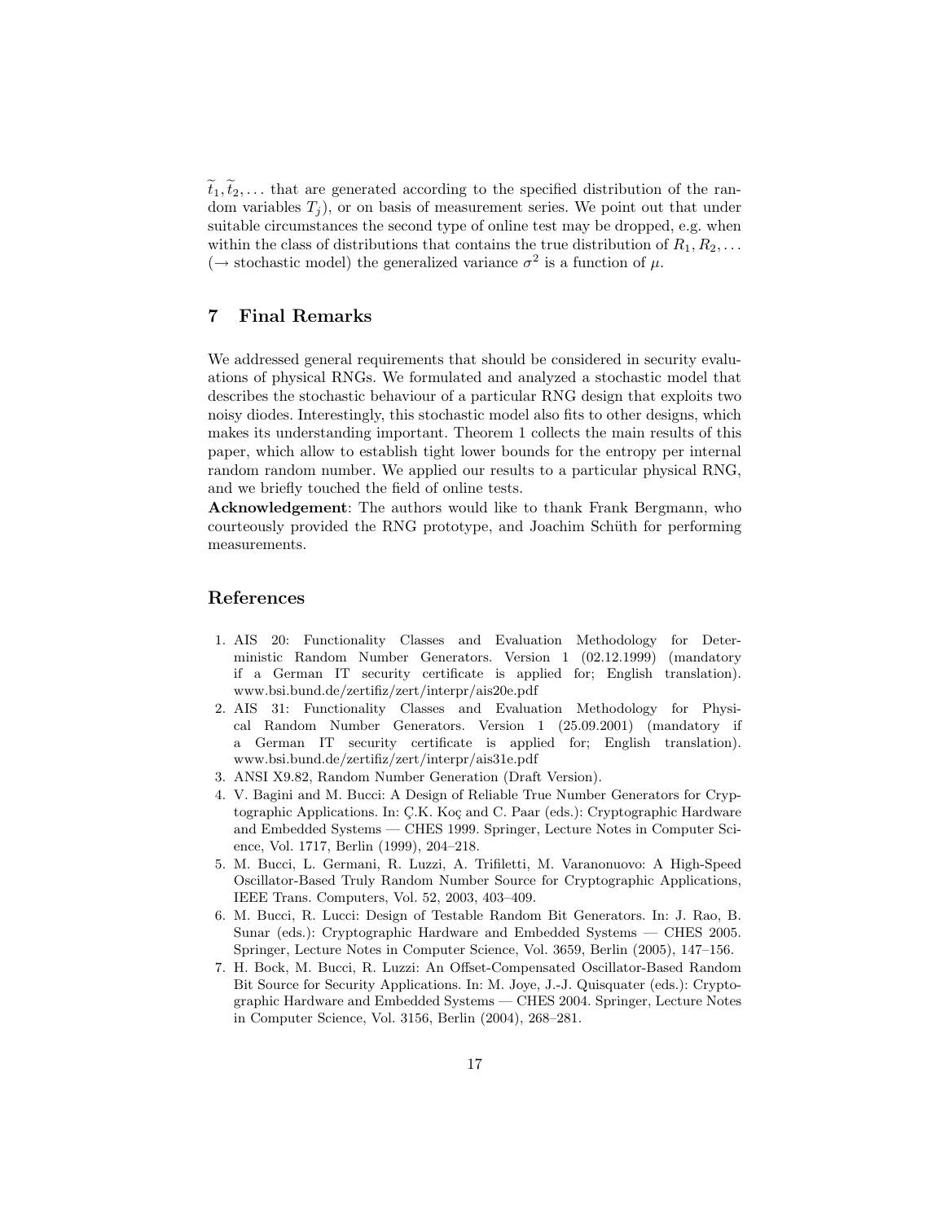$\widetilde{t}_1, \widetilde{t}_2, \ldots$ that are generated according to the specified distribution of the random variables $T_j$), or on basis of measurement series. We point out that under suitable circumstances the second type of online test may be dropped, e.g. when within the class of distributions that contains the true distribution of $R_1, R_2, \ldots$ ($\rightarrow$ stochastic model) the generalized variance $\sigma^2$ is a function of $\mu$.

## 7 Final Remarks

We addressed general requirements that should be considered in security evaluations of physical RNGs. We formulated and analyzed a stochastic model that describes the stochastic behaviour of a particular RNG design that exploits two noisy diodes. Interestingly, this stochastic model also fits to other designs, which makes its understanding important. Theorem 1 collects the main results of this paper, which allow to establish tight lower bounds for the entropy per internal random random number. We applied our results to a particular physical RNG, and we briefly touched the field of online tests.

**Acknowledgement**: The authors would like to thank Frank Bergmann, who courteously provided the RNG prototype, and Joachim Schüth for performing measurements.

## References

1. AIS 20: Functionality Classes and Evaluation Methodology for Deterministic Random Number Generators. Version 1 (02.12.1999) (mandatory if a German IT security certificate is applied for; English translation). www.bsi.bund.de/zertifiz/zert/interpr/ais20e.pdf
2. AIS 31: Functionality Classes and Evaluation Methodology for Physical Random Number Generators. Version 1 (25.09.2001) (mandatory if a German IT security certificate is applied for; English translation). www.bsi.bund.de/zertifiz/zert/interpr/ais31e.pdf
3. ANSI X9.82, Random Number Generation (Draft Version).
4. V. Bagini and M. Bucci: A Design of Reliable True Number Generators for Cryptographic Applications. In: Ç.K. Koç and C. Paar (eds.): Cryptographic Hardware and Embedded Systems — CHES 1999. Springer, Lecture Notes in Computer Science, Vol. 1717, Berlin (1999), 204–218.
5. M. Bucci, L. Germani, R. Luzzi, A. Trifiletti, M. Varanonuovo: A High-Speed Oscillator-Based Truly Random Number Source for Cryptographic Applications, IEEE Trans. Computers, Vol. 52, 2003, 403–409.
6. M. Bucci, R. Lucci: Design of Testable Random Bit Generators. In: J. Rao, B. Sunar (eds.): Cryptographic Hardware and Embedded Systems — CHES 2005. Springer, Lecture Notes in Computer Science, Vol. 3659, Berlin (2005), 147–156.
7. H. Bock, M. Bucci, R. Luzzi: An Offset-Compensated Oscillator-Based Random Bit Source for Security Applications. In: M. Joye, J.-J. Quisquater (eds.): Cryptographic Hardware and Embedded Systems — CHES 2004. Springer, Lecture Notes in Computer Science, Vol. 3156, Berlin (2004), 268–281.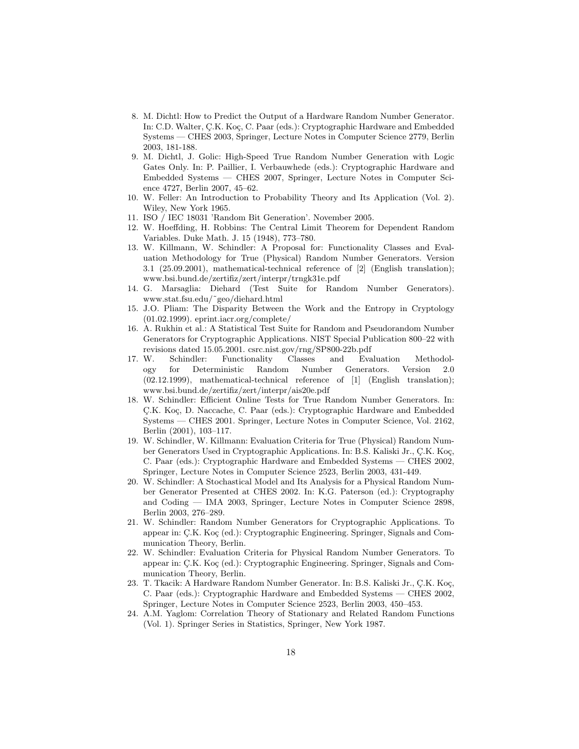8. M. Dichtl: How to Predict the Output of a Hardware Random Number Generator. In: C.D. Walter, Ç.K. Koç, C. Paar (eds.): Cryptographic Hardware and Embedded Systems — CHES 2003, Springer, Lecture Notes in Computer Science 2779, Berlin 2003, 181-188.
9. M. Dichtl, J. Golic: High-Speed True Random Number Generation with Logic Gates Only. In: P. Paillier, I. Verbauwhede (eds.): Cryptographic Hardware and Embedded Systems — CHES 2007, Springer, Lecture Notes in Computer Science 4727, Berlin 2007, 45–62.
10. W. Feller: An Introduction to Probability Theory and Its Application (Vol. 2). Wiley, New York 1965.
11. ISO / IEC 18031 'Random Bit Generation'. November 2005.
12. W. Hoeffding, H. Robbins: The Central Limit Theorem for Dependent Random Variables. Duke Math. J. 15 (1948), 773–780.
13. W. Killmann, W. Schindler: A Proposal for: Functionality Classes and Evaluation Methodology for True (Physical) Random Number Generators. Version 3.1 (25.09.2001), mathematical-technical reference of [2] (English translation); www.bsi.bund.de/zertifiz/zert/interpr/trngk31e.pdf
14. G. Marsaglia: Diehard (Test Suite for Random Number Generators). www.stat.fsu.edu/~geo/diehard.html
15. J.O. Pliam: The Disparity Between the Work and the Entropy in Cryptology (01.02.1999). eprint.iacr.org/complete/
16. A. Rukhin et al.: A Statistical Test Suite for Random and Pseudorandom Number Generators for Cryptographic Applications. NIST Special Publication 800–22 with revisions dated 15.05.2001. csrc.nist.gov/rng/SP800-22b.pdf
17. W. Schindler: Functionality Classes and Evaluation Methodology for Deterministic Random Number Generators. Version 2.0 (02.12.1999), mathematical-technical reference of [1] (English translation); www.bsi.bund.de/zertifiz/zert/interpr/ais20e.pdf
18. W. Schindler: Efficient Online Tests for True Random Number Generators. In: Ç.K. Koç, D. Naccache, C. Paar (eds.): Cryptographic Hardware and Embedded Systems — CHES 2001. Springer, Lecture Notes in Computer Science, Vol. 2162, Berlin (2001), 103–117.
19. W. Schindler, W. Killmann: Evaluation Criteria for True (Physical) Random Number Generators Used in Cryptographic Applications. In: B.S. Kaliski Jr., Ç.K. Koç, C. Paar (eds.): Cryptographic Hardware and Embedded Systems — CHES 2002, Springer, Lecture Notes in Computer Science 2523, Berlin 2003, 431-449.
20. W. Schindler: A Stochastical Model and Its Analysis for a Physical Random Number Generator Presented at CHES 2002. In: K.G. Paterson (ed.): Cryptography and Coding — IMA 2003, Springer, Lecture Notes in Computer Science 2898, Berlin 2003, 276–289.
21. W. Schindler: Random Number Generators for Cryptographic Applications. To appear in: Ç.K. Koç (ed.): Cryptographic Engineering. Springer, Signals and Communication Theory, Berlin.
22. W. Schindler: Evaluation Criteria for Physical Random Number Generators. To appear in: Ç.K. Koç (ed.): Cryptographic Engineering. Springer, Signals and Communication Theory, Berlin.
23. T. Tkacik: A Hardware Random Number Generator. In: B.S. Kaliski Jr., Ç.K. Koç, C. Paar (eds.): Cryptographic Hardware and Embedded Systems — CHES 2002, Springer, Lecture Notes in Computer Science 2523, Berlin 2003, 450–453.
24. A.M. Yaglom: Correlation Theory of Stationary and Related Random Functions (Vol. 1). Springer Series in Statistics, Springer, New York 1987.